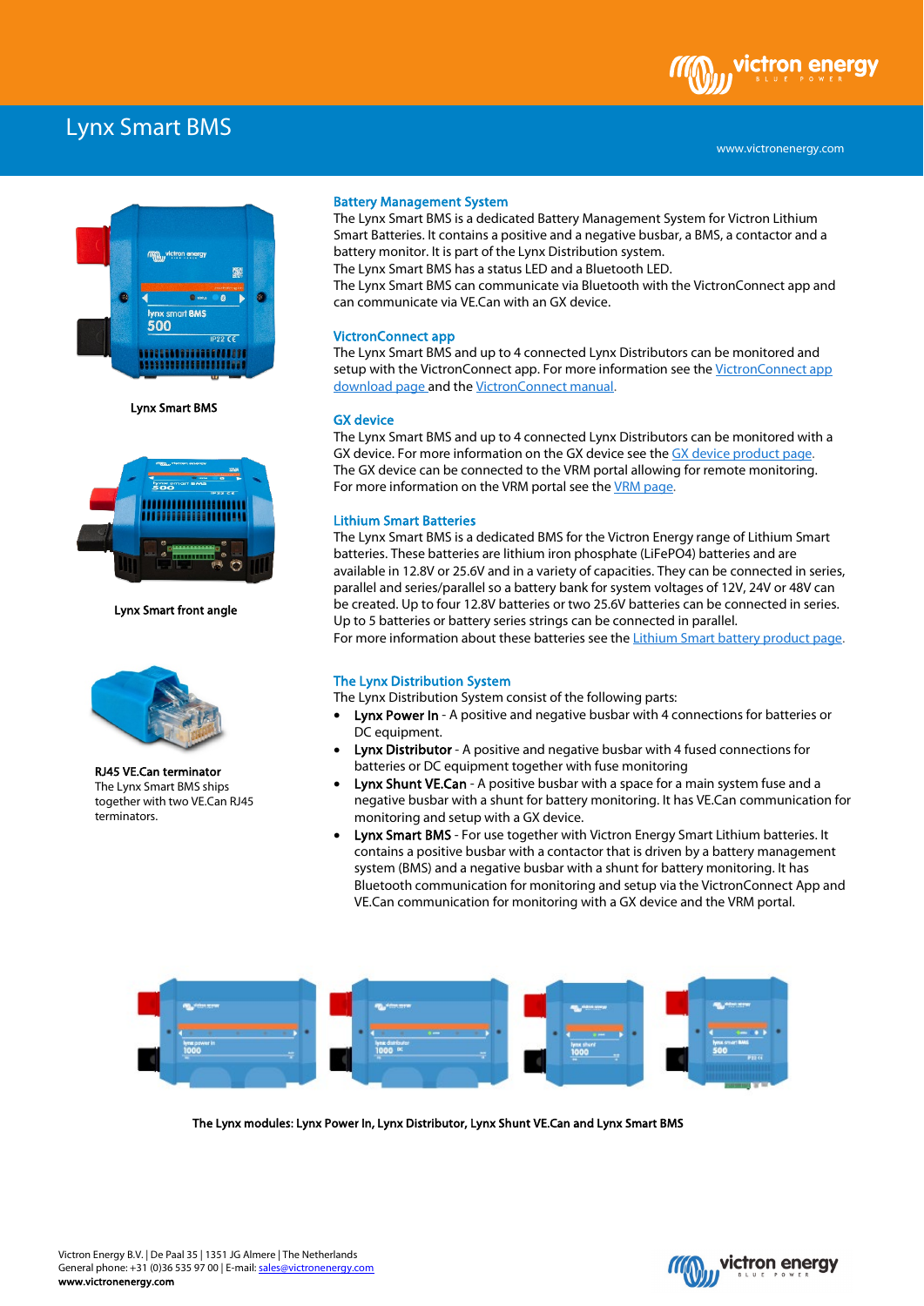# Lynx Smart BMS

Lynx Smart BMS

Lynx Smart front angle

**RJ45 VE.Can terminator**
The Lynx Smart BMS ships together with two VE.Can RJ45 terminators.

## Battery Management System

The Lynx Smart BMS is a dedicated Battery Management System for Victron Lithium Smart Batteries. It contains a positive and a negative busbar, a BMS, a contactor and a battery monitor. It is part of the Lynx Distribution system.
The Lynx Smart BMS has a status LED and a Bluetooth LED.
The Lynx Smart BMS can communicate via Bluetooth with the VictronConnect app and can communicate via VE.Can with an GX device.

## VictronConnect app

The Lynx Smart BMS and up to 4 connected Lynx Distributors can be monitored and setup with the VictronConnect app. For more information see the VictronConnect app download page and the VictronConnect manual.

## GX device

The Lynx Smart BMS and up to 4 connected Lynx Distributors can be monitored with a GX device. For more information on the GX device see the GX device product page.
The GX device can be connected to the VRM portal allowing for remote monitoring. For more information on the VRM portal see the VRM page.

## Lithium Smart Batteries

The Lynx Smart BMS is a dedicated BMS for the Victron Energy range of Lithium Smart batteries. These batteries are lithium iron phosphate (LiFePO4) batteries and are available in 12.8V or 25.6V and in a variety of capacities. They can be connected in series, parallel and series/parallel so a battery bank for system voltages of 12V, 24V or 48V can be created. Up to four 12.8V batteries or two 25.6V batteries can be connected in series. Up to 5 batteries or battery series strings can be connected in parallel.
For more information about these batteries see the Lithium Smart battery product page.

## The Lynx Distribution System

The Lynx Distribution System consist of the following parts:

- **Lynx Power In** - A positive and negative busbar with 4 connections for batteries or DC equipment.
- **Lynx Distributor** - A positive and negative busbar with 4 fused connections for batteries or DC equipment together with fuse monitoring
- **Lynx Shunt VE.Can** - A positive busbar with a space for a main system fuse and a negative busbar with a shunt for battery monitoring. It has VE.Can communication for monitoring and setup with a GX device.
- **Lynx Smart BMS** - For use together with Victron Energy Smart Lithium batteries. It contains a positive busbar with a contactor that is driven by a battery management system (BMS) and a negative busbar with a shunt for battery monitoring. It has Bluetooth communication for monitoring and setup via the VictronConnect App and VE.Can communication for monitoring with a GX device and the VRM portal.

**The Lynx modules: Lynx Power In, Lynx Distributor, Lynx Shunt VE.Can and Lynx Smart BMS**

Victron Energy B.V. | De Paal 35 | 1351 JG Almere | The Netherlands
General phone: +31 (0)36 535 97 00 | E-mail: sales@victronenergy.com
**www.victronenergy.com**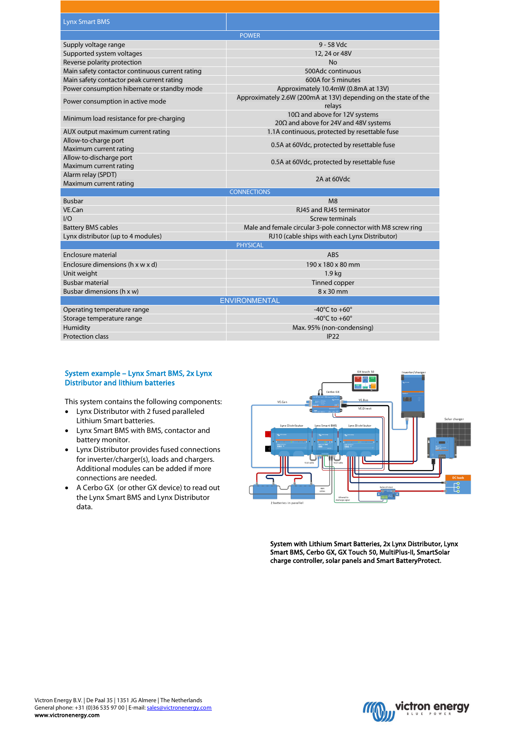| Lynx Smart BMS | |
|---|---|
| **POWER** | |
| Supply voltage range | 9 - 58 Vdc |
| Supported system voltages | 12, 24 or 48V |
| Reverse polarity protection | No |
| Main safety contactor continuous current rating | 500Adc continuous |
| Main safety contactor peak current rating | 600A for 5 minutes |
| Power consumption hibernate or standby mode | Approximately 10.4mW (0.8mA at 13V) |
| Power consumption in active mode | Approximately 2.6W (200mA at 13V) depending on the state of the relays |
| Minimum load resistance for pre-charging | 10Ω and above for 12V systems<br>20Ω and above for 24V and 48V systems |
| AUX output maximum current rating | 1.1A continuous, protected by resettable fuse |
| Allow-to-charge port<br>Maximum current rating | 0.5A at 60Vdc, protected by resettable fuse |
| Allow-to-discharge port<br>Maximum current rating | 0.5A at 60Vdc, protected by resettable fuse |
| Alarm relay (SPDT)<br>Maximum current rating | 2A at 60Vdc |
| **CONNECTIONS** | |
| Busbar | M8 |
| VE.Can | RJ45 and RJ45 terminator |
| I/O | Screw terminals |
| Battery BMS cables | Male and female circular 3-pole connector with M8 screw ring |
| Lynx distributor (up to 4 modules) | RJ10 (cable ships with each Lynx Distributor) |
| **PHYSICAL** | |
| Enclosure material | ABS |
| Enclosure dimensions (h x w x d) | 190 x 180 x 80 mm |
| Unit weight | 1.9 kg |
| Busbar material | Tinned copper |
| Busbar dimensions (h x w) | 8 x 30 mm |
| **ENVIRONMENTAL** | |
| Operating temperature range | -40°C to +60° |
| Storage temperature range | -40°C to +60° |
| Humidity | Max. 95% (non-condensing) |
| Protection class | IP22 |

## System example – Lynx Smart BMS, 2x Lynx Distributor and lithium batteries

This system contains the following components:

- Lynx Distributor with 2 fused paralleled Lithium Smart batteries.
- Lynx Smart BMS with BMS, contactor and battery monitor.
- Lynx Distributor provides fused connections for inverter/charger(s), loads and chargers. Additional modules can be added if more connections are needed.
- A Cerbo GX (or other GX device) to read out the Lynx Smart BMS and Lynx Distributor data.

GX touch 50
Inverter/charger
Cerbo GX
VE.Can
VE.Bus
VE.Direct
Solar charger
Lynx Distributor
Lynx Smart BMS
Lynx Distributor
RJ10 cable
RJ10 cable
DC loads
BatteryProtect
BMS cables
Allowed to discharge signal
2 batteries in parallel

**System with Lithium Smart Batteries, 2x Lynx Distributor, Lynx Smart BMS, Cerbo GX, GX Touch 50, MultiPlus-II, SmartSolar charge controller, solar panels and Smart BatteryProtect.**

Victron Energy B.V. | De Paal 35 | 1351 JG Almere | The Netherlands
General phone: +31 (0)36 535 97 00 | E-mail: sales@victronenergy.com
www.victronenergy.com